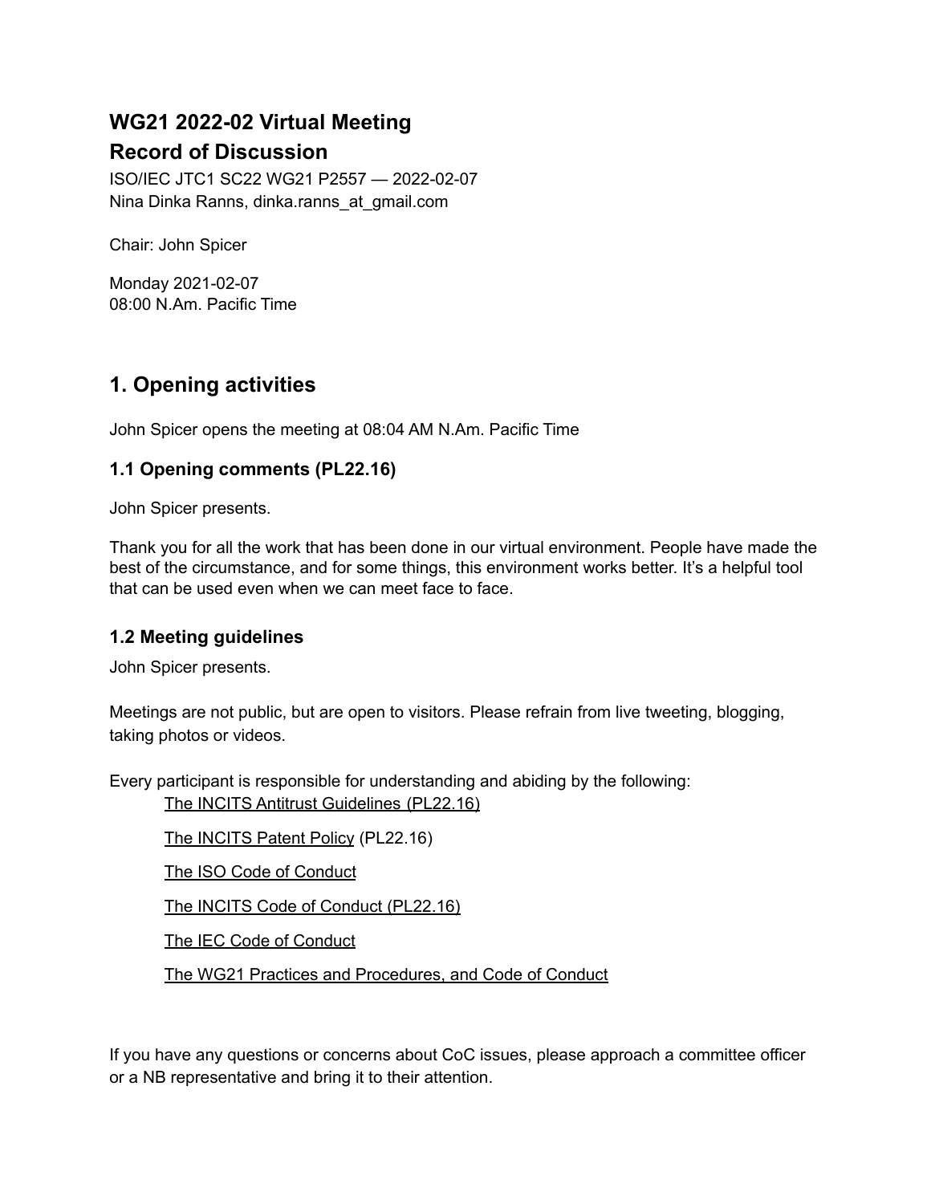# WG21 2022-02 Virtual Meeting
# Record of Discussion

ISO/IEC JTC1 SC22 WG21 P2557 — 2022-02-07
Nina Dinka Ranns, dinka.ranns_at_gmail.com

Chair: John Spicer

Monday 2021-02-07
08:00 N.Am. Pacific Time

## 1. Opening activities

John Spicer opens the meeting at 08:04 AM N.Am. Pacific Time

### 1.1 Opening comments (PL22.16)

John Spicer presents.

Thank you for all the work that has been done in our virtual environment. People have made the best of the circumstance, and for some things, this environment works better. It's a helpful tool that can be used even when we can meet face to face.

### 1.2 Meeting guidelines

John Spicer presents.

Meetings are not public, but are open to visitors. Please refrain from live tweeting, blogging, taking photos or videos.

Every participant is responsible for understanding and abiding by the following:

- The INCITS Antitrust Guidelines (PL22.16)
- The INCITS Patent Policy (PL22.16)
- The ISO Code of Conduct
- The INCITS Code of Conduct (PL22.16)
- The IEC Code of Conduct
- The WG21 Practices and Procedures, and Code of Conduct

If you have any questions or concerns about CoC issues, please approach a committee officer or a NB representative and bring it to their attention.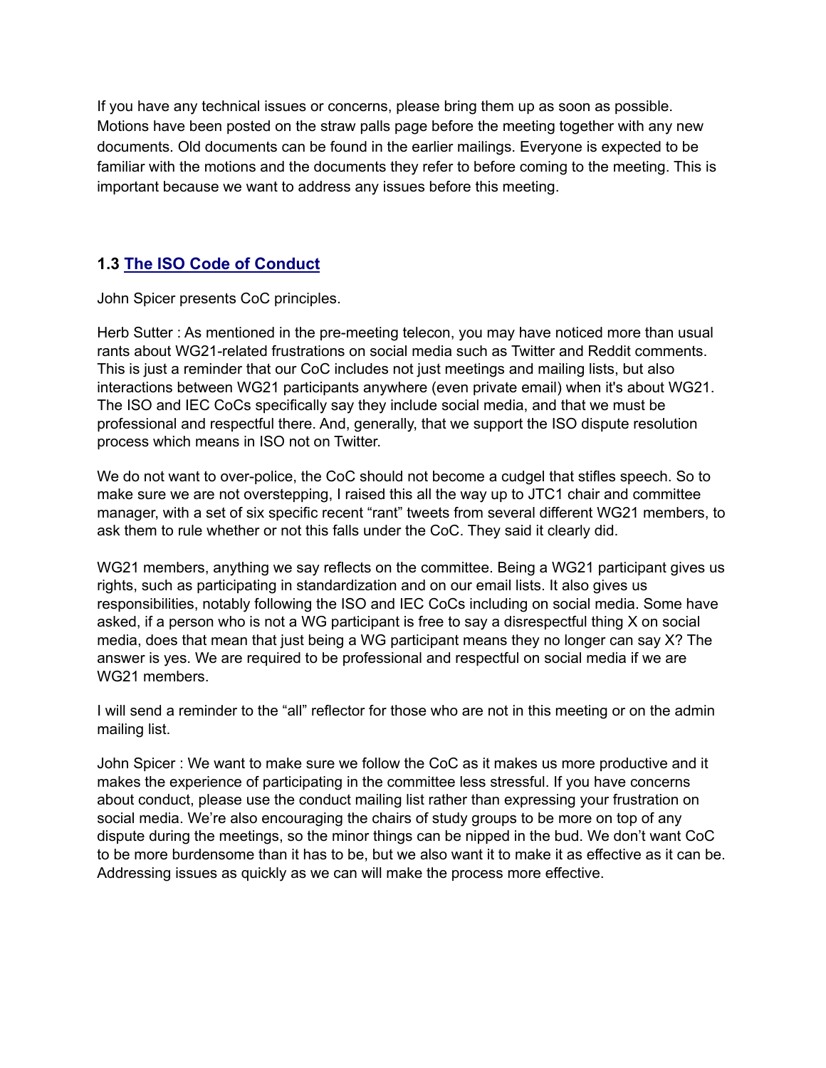If you have any technical issues or concerns, please bring them up as soon as possible. Motions have been posted on the straw palls page before the meeting together with any new documents. Old documents can be found in the earlier mailings. Everyone is expected to be familiar with the motions and the documents they refer to before coming to the meeting. This is important because we want to address any issues before this meeting.

### 1.3 The ISO Code of Conduct

John Spicer presents CoC principles.

Herb Sutter : As mentioned in the pre-meeting telecon, you may have noticed more than usual rants about WG21-related frustrations on social media such as Twitter and Reddit comments. This is just a reminder that our CoC includes not just meetings and mailing lists, but also interactions between WG21 participants anywhere (even private email) when it's about WG21. The ISO and IEC CoCs specifically say they include social media, and that we must be professional and respectful there. And, generally, that we support the ISO dispute resolution process which means in ISO not on Twitter.

We do not want to over-police, the CoC should not become a cudgel that stifles speech. So to make sure we are not overstepping, I raised this all the way up to JTC1 chair and committee manager, with a set of six specific recent "rant" tweets from several different WG21 members, to ask them to rule whether or not this falls under the CoC. They said it clearly did.

WG21 members, anything we say reflects on the committee. Being a WG21 participant gives us rights, such as participating in standardization and on our email lists. It also gives us responsibilities, notably following the ISO and IEC CoCs including on social media. Some have asked, if a person who is not a WG participant is free to say a disrespectful thing X on social media, does that mean that just being a WG participant means they no longer can say X? The answer is yes. We are required to be professional and respectful on social media if we are WG21 members.

I will send a reminder to the "all" reflector for those who are not in this meeting or on the admin mailing list.

John Spicer : We want to make sure we follow the CoC as it makes us more productive and it makes the experience of participating in the committee less stressful. If you have concerns about conduct, please use the conduct mailing list rather than expressing your frustration on social media. We're also encouraging the chairs of study groups to be more on top of any dispute during the meetings, so the minor things can be nipped in the bud. We don't want CoC to be more burdensome than it has to be, but we also want it to make it as effective as it can be. Addressing issues as quickly as we can will make the process more effective.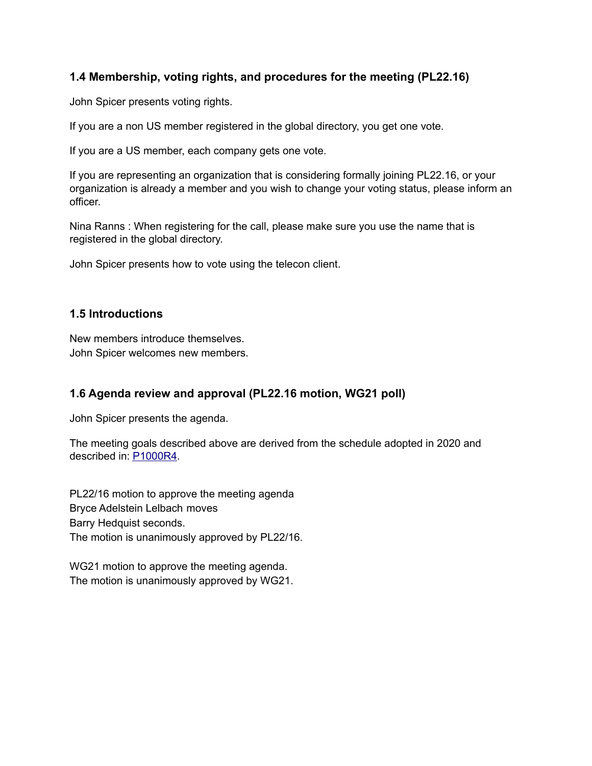### 1.4 Membership, voting rights, and procedures for the meeting (PL22.16)

John Spicer presents voting rights.

If you are a non US member registered in the global directory, you get one vote.

If you are a US member, each company gets one vote.

If you are representing an organization that is considering formally joining PL22.16, or your organization is already a member and you wish to change your voting status, please inform an officer.

Nina Ranns : When registering for the call, please make sure you use the name that is registered in the global directory.

John Spicer presents how to vote using the telecon client.

### 1.5 Introductions

New members introduce themselves.
John Spicer welcomes new members.

### 1.6 Agenda review and approval (PL22.16 motion, WG21 poll)

John Spicer presents the agenda.

The meeting goals described above are derived from the schedule adopted in 2020 and described in: P1000R4.

PL22/16 motion to approve the meeting agenda
Bryce Adelstein Lelbach moves
Barry Hedquist seconds.
The motion is unanimously approved by PL22/16.

WG21 motion to approve the meeting agenda.
The motion is unanimously approved by WG21.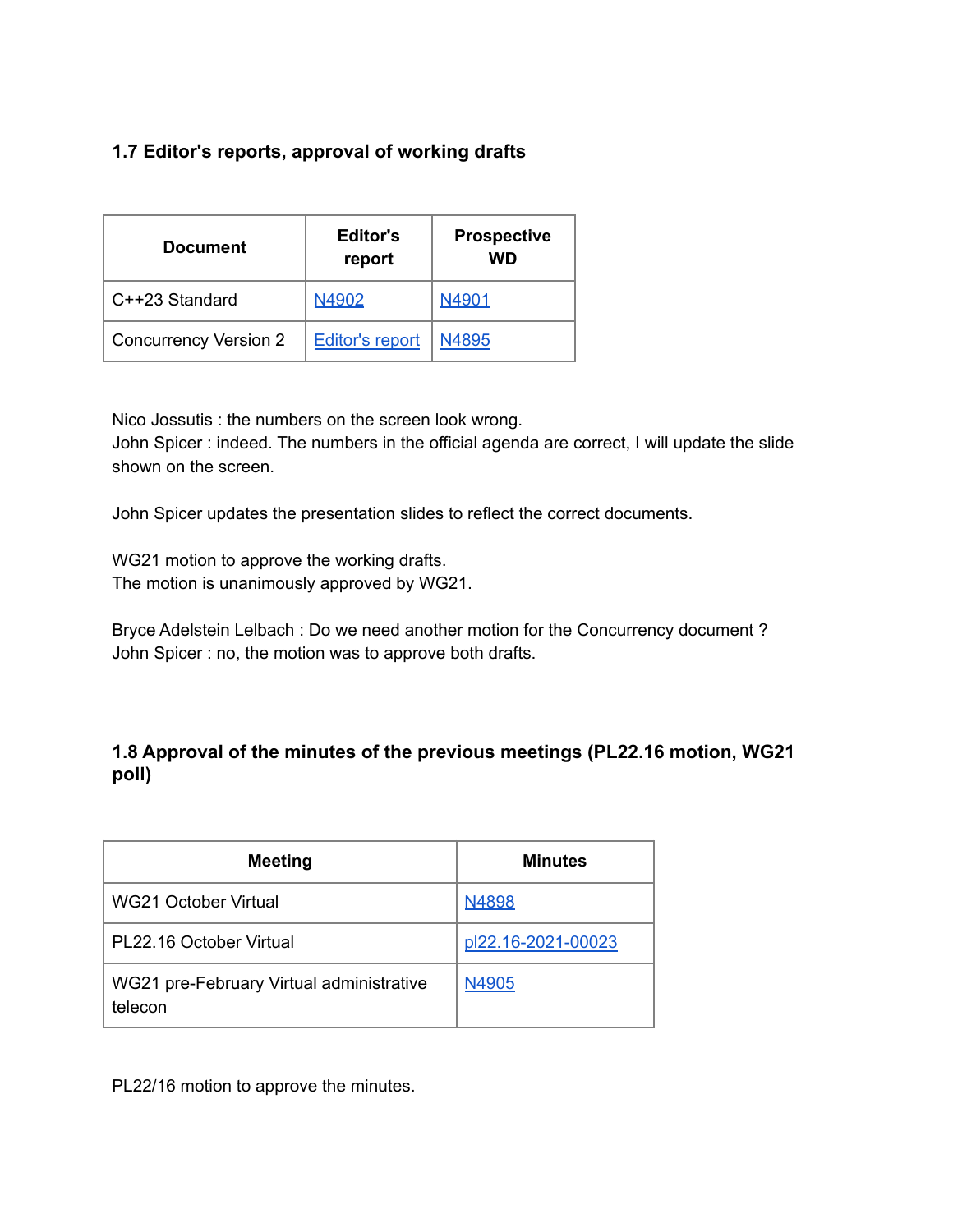### 1.7 Editor's reports, approval of working drafts

| Document | Editor's report | Prospective WD |
|---|---|---|
| C++23 Standard | N4902 | N4901 |
| Concurrency Version 2 | Editor's report | N4895 |

Nico Jossutis : the numbers on the screen look wrong.
John Spicer : indeed. The numbers in the official agenda are correct, I will update the slide shown on the screen.

John Spicer updates the presentation slides to reflect the correct documents.

WG21 motion to approve the working drafts.
The motion is unanimously approved by WG21.

Bryce Adelstein Lelbach : Do we need another motion for the Concurrency document ?
John Spicer : no, the motion was to approve both drafts.

### 1.8 Approval of the minutes of the previous meetings (PL22.16 motion, WG21 poll)

| Meeting | Minutes |
|---|---|
| WG21 October Virtual | N4898 |
| PL22.16 October Virtual | pl22.16-2021-00023 |
| WG21 pre-February Virtual administrative telecon | N4905 |

PL22/16 motion to approve the minutes.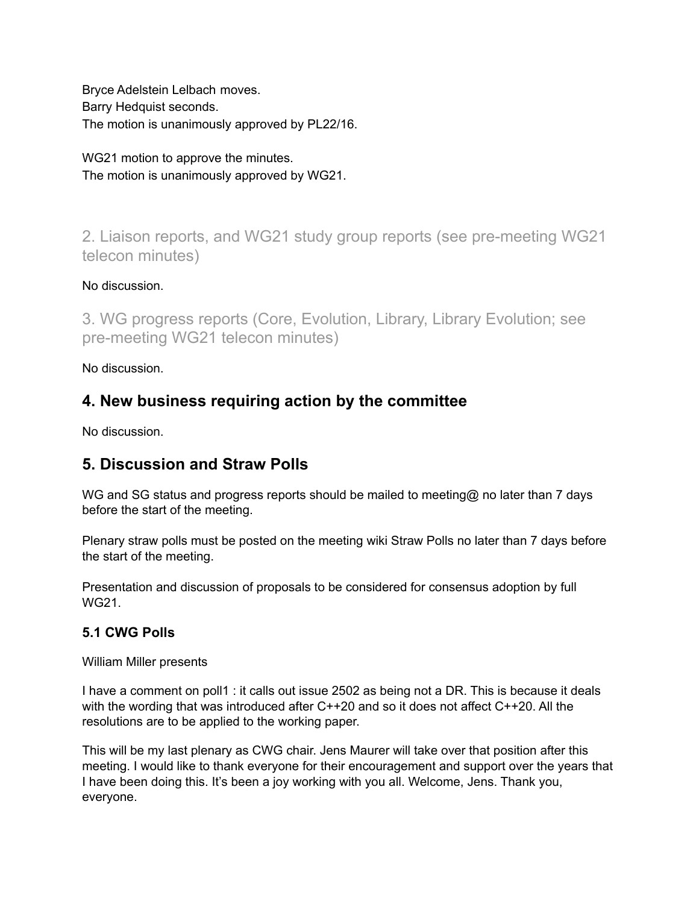Bryce Adelstein Lelbach moves.
Barry Hedquist seconds.
The motion is unanimously approved by PL22/16.

WG21 motion to approve the minutes.
The motion is unanimously approved by WG21.

## 2. Liaison reports, and WG21 study group reports (see pre-meeting WG21 telecon minutes)

No discussion.

## 3. WG progress reports (Core, Evolution, Library, Library Evolution; see pre-meeting WG21 telecon minutes)

No discussion.

## 4. New business requiring action by the committee

No discussion.

## 5. Discussion and Straw Polls

WG and SG status and progress reports should be mailed to meeting@ no later than 7 days before the start of the meeting.

Plenary straw polls must be posted on the meeting wiki Straw Polls no later than 7 days before the start of the meeting.

Presentation and discussion of proposals to be considered for consensus adoption by full WG21.

### 5.1 CWG Polls

William Miller presents

I have a comment on poll1 : it calls out issue 2502 as being not a DR. This is because it deals with the wording that was introduced after C++20 and so it does not affect C++20. All the resolutions are to be applied to the working paper.

This will be my last plenary as CWG chair. Jens Maurer will take over that position after this meeting. I would like to thank everyone for their encouragement and support over the years that I have been doing this. It's been a joy working with you all. Welcome, Jens. Thank you, everyone.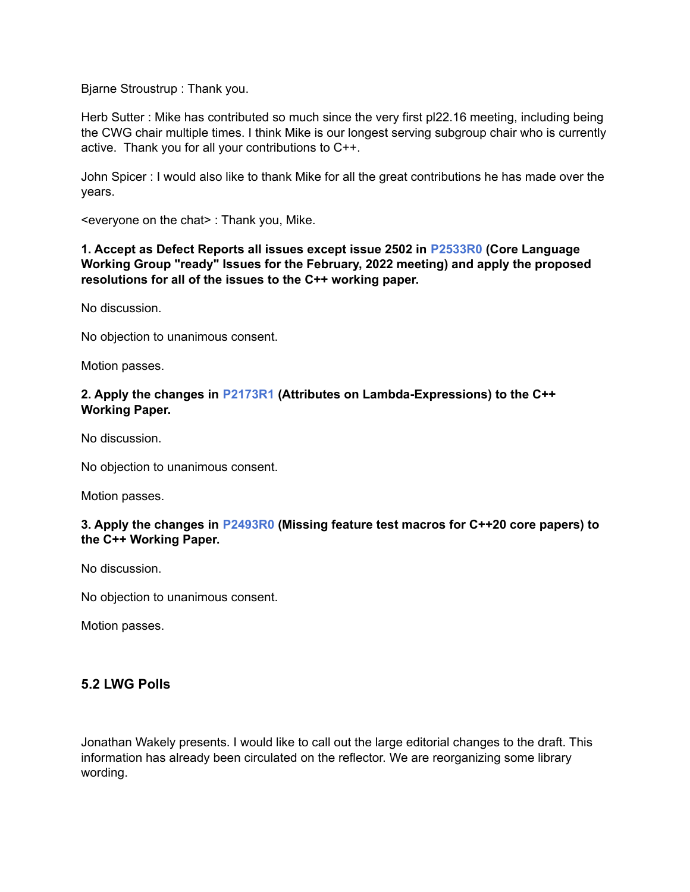Bjarne Stroustrup : Thank you.

Herb Sutter : Mike has contributed so much since the very first pl22.16 meeting, including being the CWG chair multiple times. I think Mike is our longest serving subgroup chair who is currently active. Thank you for all your contributions to C++.

John Spicer : I would also like to thank Mike for all the great contributions he has made over the years.

<everyone on the chat> : Thank you, Mike.

**1. Accept as Defect Reports all issues except issue 2502 in P2533R0 (Core Language Working Group "ready" Issues for the February, 2022 meeting) and apply the proposed resolutions for all of the issues to the C++ working paper.**

No discussion.

No objection to unanimous consent.

Motion passes.

**2. Apply the changes in P2173R1 (Attributes on Lambda-Expressions) to the C++ Working Paper.**

No discussion.

No objection to unanimous consent.

Motion passes.

**3. Apply the changes in P2493R0 (Missing feature test macros for C++20 core papers) to the C++ Working Paper.**

No discussion.

No objection to unanimous consent.

Motion passes.

### 5.2 LWG Polls

Jonathan Wakely presents. I would like to call out the large editorial changes to the draft. This information has already been circulated on the reflector. We are reorganizing some library wording.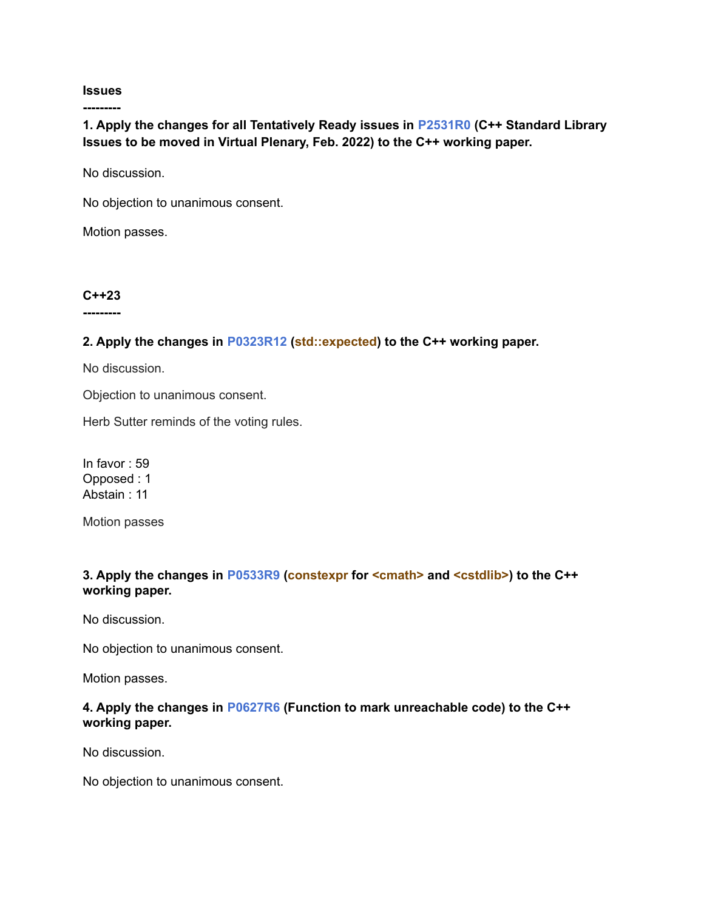**Issues**

**---------**

**1. Apply the changes for all Tentatively Ready issues in P2531R0 (C++ Standard Library Issues to be moved in Virtual Plenary, Feb. 2022) to the C++ working paper.**

No discussion.

No objection to unanimous consent.

Motion passes.

**C++23**

**---------**

**2. Apply the changes in P0323R12 (std::expected) to the C++ working paper.**

No discussion.

Objection to unanimous consent.

Herb Sutter reminds of the voting rules.

In favor : 59
Opposed : 1
Abstain : 11

Motion passes

**3. Apply the changes in P0533R9 (constexpr for <cmath> and <cstdlib>) to the C++ working paper.**

No discussion.

No objection to unanimous consent.

Motion passes.

**4. Apply the changes in P0627R6 (Function to mark unreachable code) to the C++ working paper.**

No discussion.

No objection to unanimous consent.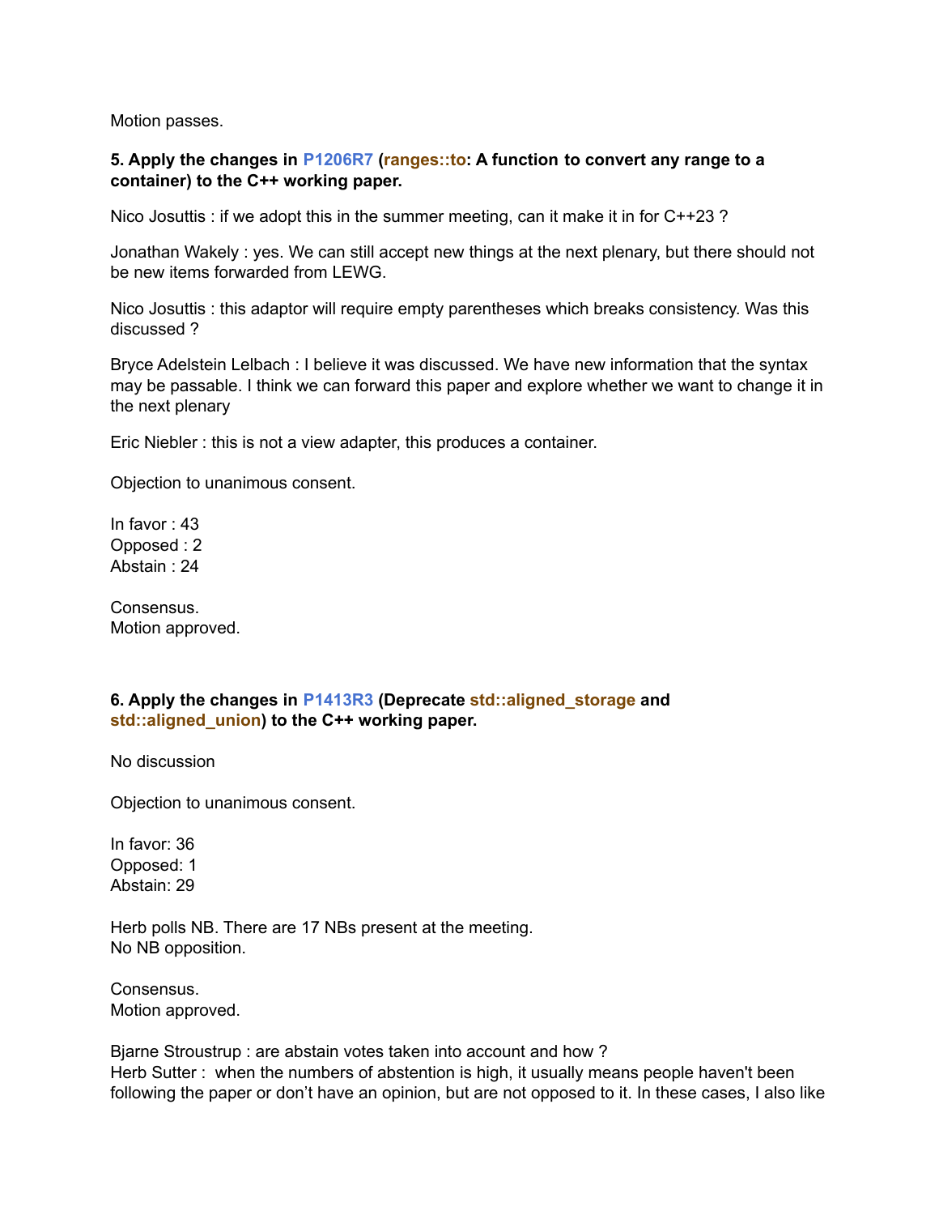Motion passes.

**5. Apply the changes in P1206R7 (ranges::to: A function to convert any range to a container) to the C++ working paper.**

Nico Josuttis : if we adopt this in the summer meeting, can it make it in for C++23 ?

Jonathan Wakely : yes. We can still accept new things at the next plenary, but there should not be new items forwarded from LEWG.

Nico Josuttis : this adaptor will require empty parentheses which breaks consistency. Was this discussed ?

Bryce Adelstein Lelbach : I believe it was discussed. We have new information that the syntax may be passable. I think we can forward this paper and explore whether we want to change it in the next plenary

Eric Niebler : this is not a view adapter, this produces a container.

Objection to unanimous consent.

In favor : 43
Opposed : 2
Abstain : 24

Consensus.
Motion approved.

**6. Apply the changes in P1413R3 (Deprecate std::aligned_storage and std::aligned_union) to the C++ working paper.**

No discussion

Objection to unanimous consent.

In favor: 36
Opposed: 1
Abstain: 29

Herb polls NB. There are 17 NBs present at the meeting.
No NB opposition.

Consensus.
Motion approved.

Bjarne Stroustrup : are abstain votes taken into account and how ?
Herb Sutter : when the numbers of abstention is high, it usually means people haven't been following the paper or don't have an opinion, but are not opposed to it. In these cases, I also like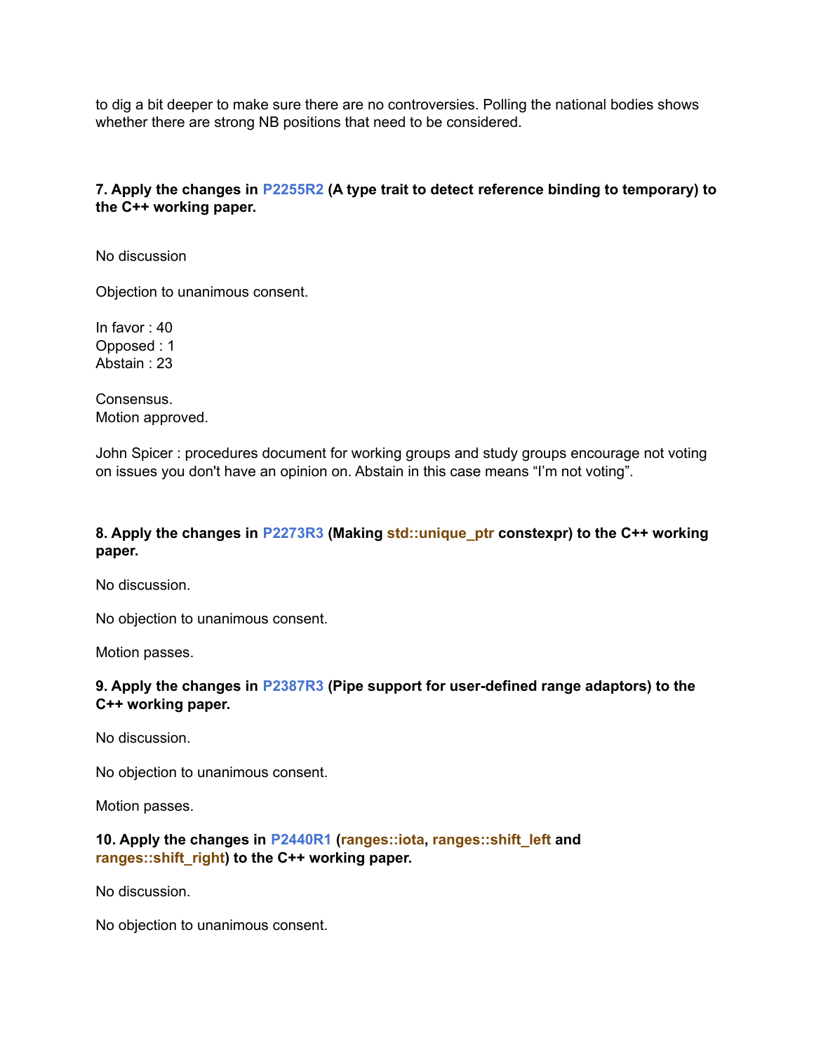to dig a bit deeper to make sure there are no controversies. Polling the national bodies shows whether there are strong NB positions that need to be considered.

**7. Apply the changes in P2255R2 (A type trait to detect reference binding to temporary) to the C++ working paper.**

No discussion

Objection to unanimous consent.

In favor : 40
Opposed : 1
Abstain : 23

Consensus.
Motion approved.

John Spicer : procedures document for working groups and study groups encourage not voting on issues you don't have an opinion on. Abstain in this case means "I'm not voting".

**8. Apply the changes in P2273R3 (Making std::unique_ptr constexpr) to the C++ working paper.**

No discussion.

No objection to unanimous consent.

Motion passes.

**9. Apply the changes in P2387R3 (Pipe support for user-defined range adaptors) to the C++ working paper.**

No discussion.

No objection to unanimous consent.

Motion passes.

**10. Apply the changes in P2440R1 (ranges::iota, ranges::shift_left and ranges::shift_right) to the C++ working paper.**

No discussion.

No objection to unanimous consent.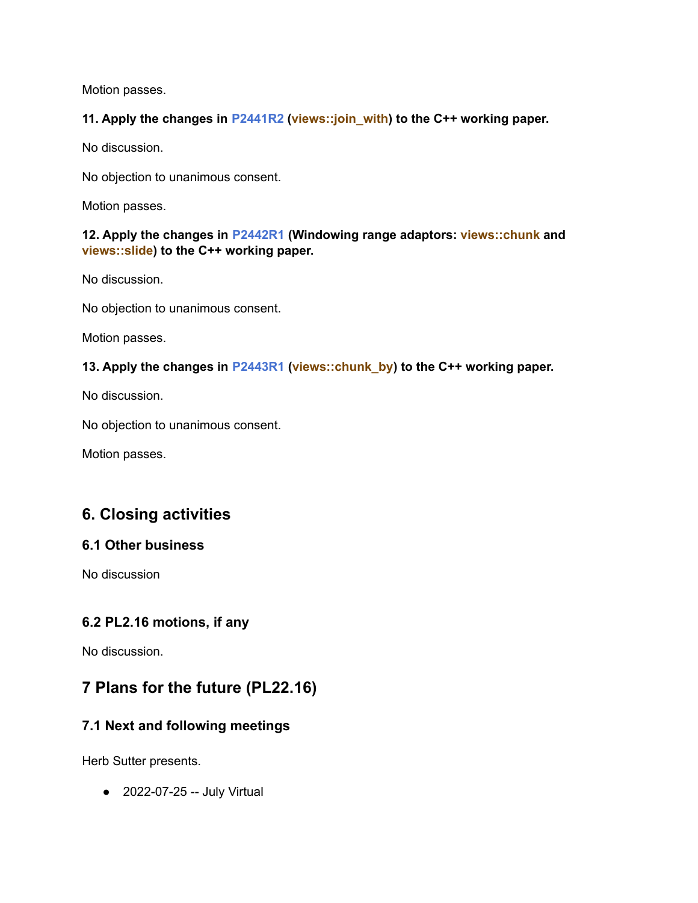Motion passes.

**11. Apply the changes in P2441R2 (views::join_with) to the C++ working paper.**

No discussion.

No objection to unanimous consent.

Motion passes.

**12. Apply the changes in P2442R1 (Windowing range adaptors: views::chunk and views::slide) to the C++ working paper.**

No discussion.

No objection to unanimous consent.

Motion passes.

**13. Apply the changes in P2443R1 (views::chunk_by) to the C++ working paper.**

No discussion.

No objection to unanimous consent.

Motion passes.

## 6. Closing activities

### 6.1 Other business

No discussion

### 6.2 PL2.16 motions, if any

No discussion.

## 7 Plans for the future (PL22.16)

### 7.1 Next and following meetings

Herb Sutter presents.

- 2022-07-25 -- July Virtual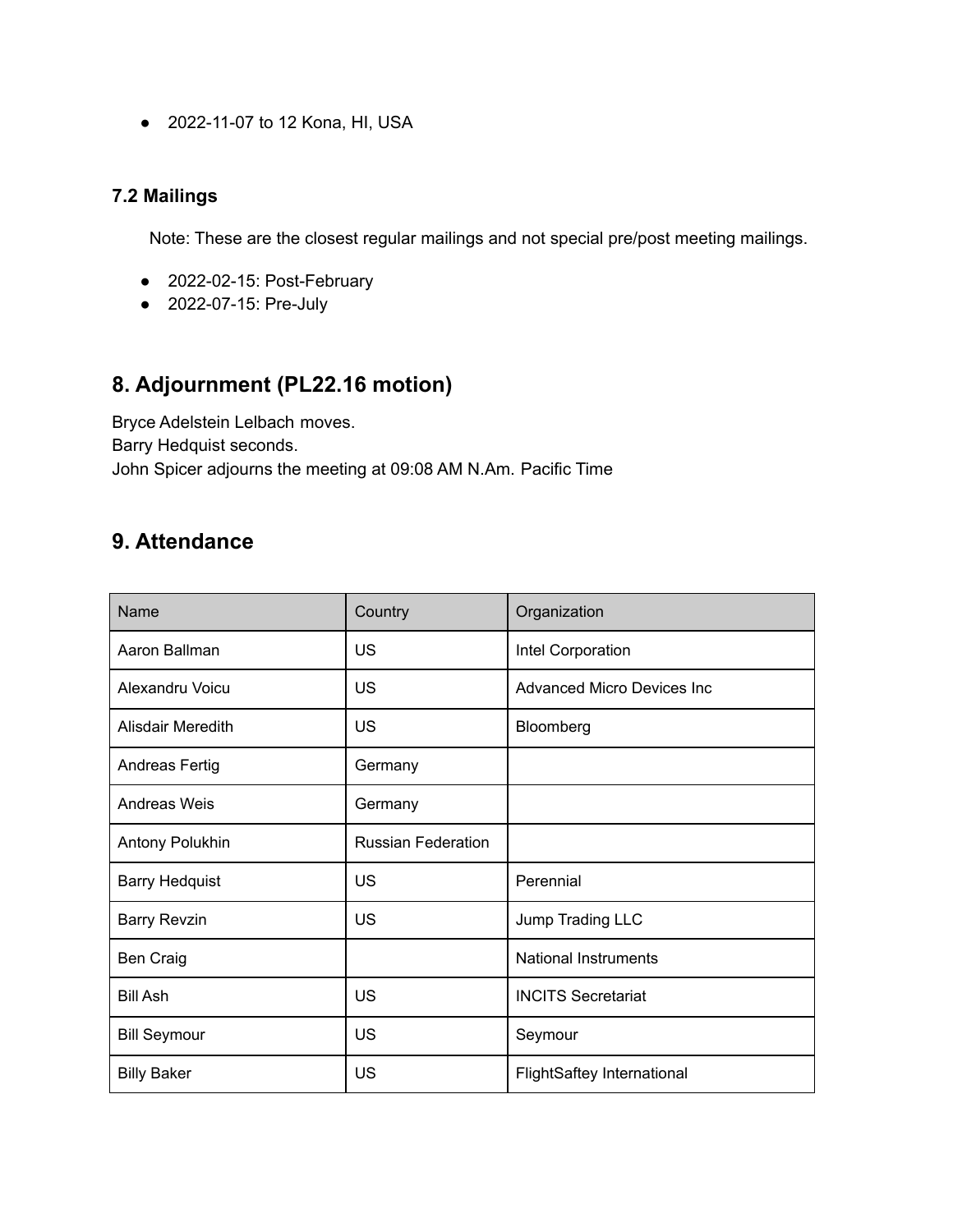- 2022-11-07 to 12 Kona, HI, USA

### 7.2 Mailings

Note: These are the closest regular mailings and not special pre/post meeting mailings.

- 2022-02-15: Post-February
- 2022-07-15: Pre-July

## 8. Adjournment (PL22.16 motion)

Bryce Adelstein Lelbach moves.
Barry Hedquist seconds.
John Spicer adjourns the meeting at 09:08 AM N.Am. Pacific Time

## 9. Attendance

| Name | Country | Organization |
| --- | --- | --- |
| Aaron Ballman | US | Intel Corporation |
| Alexandru Voicu | US | Advanced Micro Devices Inc |
| Alisdair Meredith | US | Bloomberg |
| Andreas Fertig | Germany | |
| Andreas Weis | Germany | |
| Antony Polukhin | Russian Federation | |
| Barry Hedquist | US | Perennial |
| Barry Revzin | US | Jump Trading LLC |
| Ben Craig | | National Instruments |
| Bill Ash | US | INCITS Secretariat |
| Bill Seymour | US | Seymour |
| Billy Baker | US | FlightSaftey International |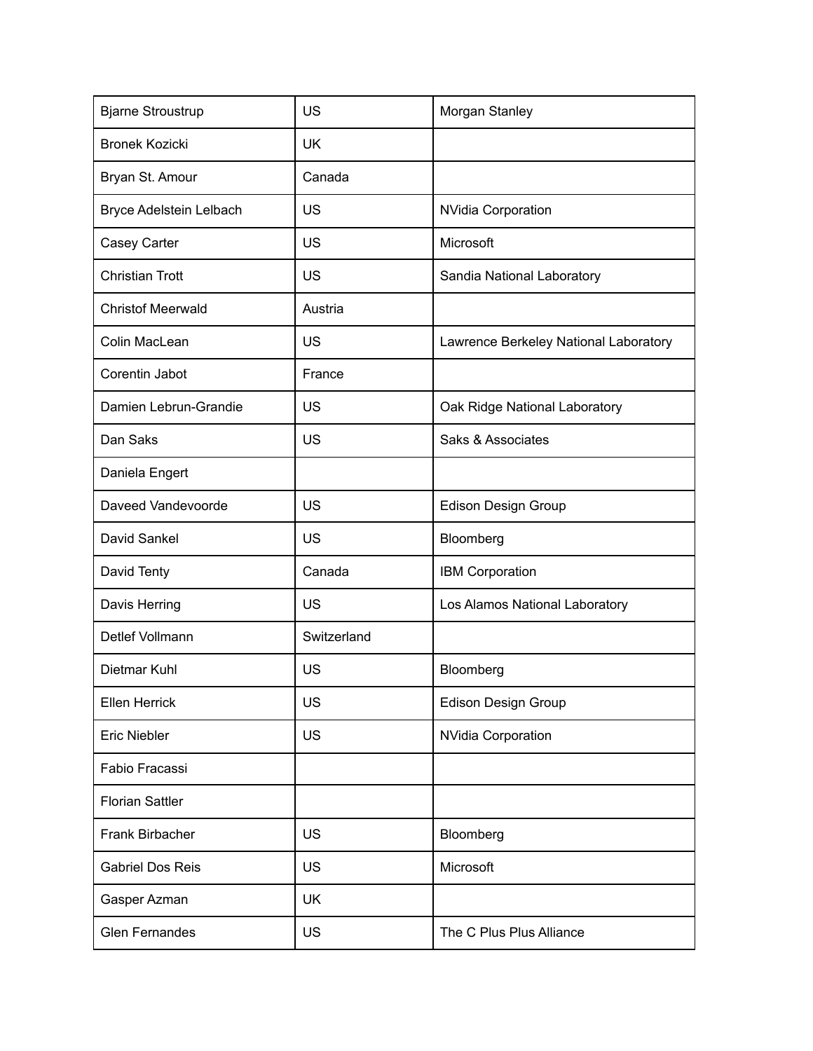| | | |
|---|---|---|
| Bjarne Stroustrup | US | Morgan Stanley |
| Bronek Kozicki | UK | |
| Bryan St. Amour | Canada | |
| Bryce Adelstein Lelbach | US | NVidia Corporation |
| Casey Carter | US | Microsoft |
| Christian Trott | US | Sandia National Laboratory |
| Christof Meerwald | Austria | |
| Colin MacLean | US | Lawrence Berkeley National Laboratory |
| Corentin Jabot | France | |
| Damien Lebrun-Grandie | US | Oak Ridge National Laboratory |
| Dan Saks | US | Saks & Associates |
| Daniela Engert | | |
| Daveed Vandevoorde | US | Edison Design Group |
| David Sankel | US | Bloomberg |
| David Tenty | Canada | IBM Corporation |
| Davis Herring | US | Los Alamos National Laboratory |
| Detlef Vollmann | Switzerland | |
| Dietmar Kuhl | US | Bloomberg |
| Ellen Herrick | US | Edison Design Group |
| Eric Niebler | US | NVidia Corporation |
| Fabio Fracassi | | |
| Florian Sattler | | |
| Frank Birbacher | US | Bloomberg |
| Gabriel Dos Reis | US | Microsoft |
| Gasper Azman | UK | |
| Glen Fernandes | US | The C Plus Plus Alliance |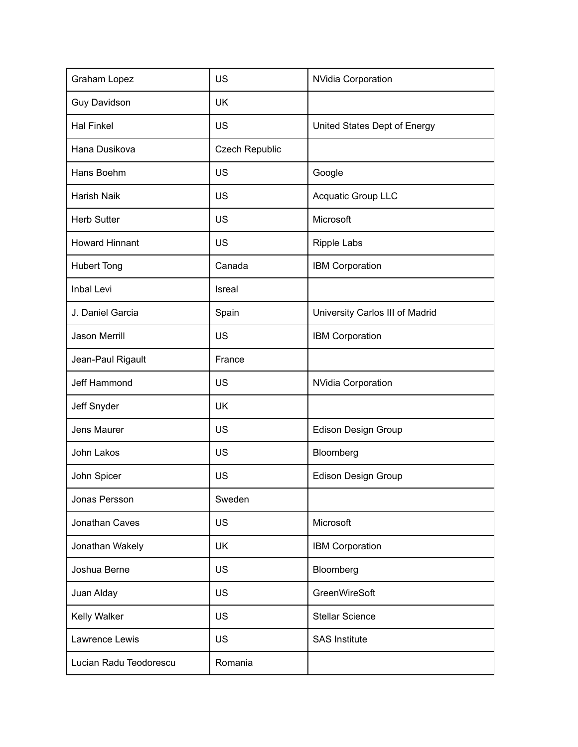| Graham Lopez | US | NVidia Corporation |
|---|---|---|
| Guy Davidson | UK | |
| Hal Finkel | US | United States Dept of Energy |
| Hana Dusikova | Czech Republic | |
| Hans Boehm | US | Google |
| Harish Naik | US | Acquatic Group LLC |
| Herb Sutter | US | Microsoft |
| Howard Hinnant | US | Ripple Labs |
| Hubert Tong | Canada | IBM Corporation |
| Inbal Levi | Isreal | |
| J. Daniel Garcia | Spain | University Carlos III of Madrid |
| Jason Merrill | US | IBM Corporation |
| Jean-Paul Rigault | France | |
| Jeff Hammond | US | NVidia Corporation |
| Jeff Snyder | UK | |
| Jens Maurer | US | Edison Design Group |
| John Lakos | US | Bloomberg |
| John Spicer | US | Edison Design Group |
| Jonas Persson | Sweden | |
| Jonathan Caves | US | Microsoft |
| Jonathan Wakely | UK | IBM Corporation |
| Joshua Berne | US | Bloomberg |
| Juan Alday | US | GreenWireSoft |
| Kelly Walker | US | Stellar Science |
| Lawrence Lewis | US | SAS Institute |
| Lucian Radu Teodorescu | Romania | |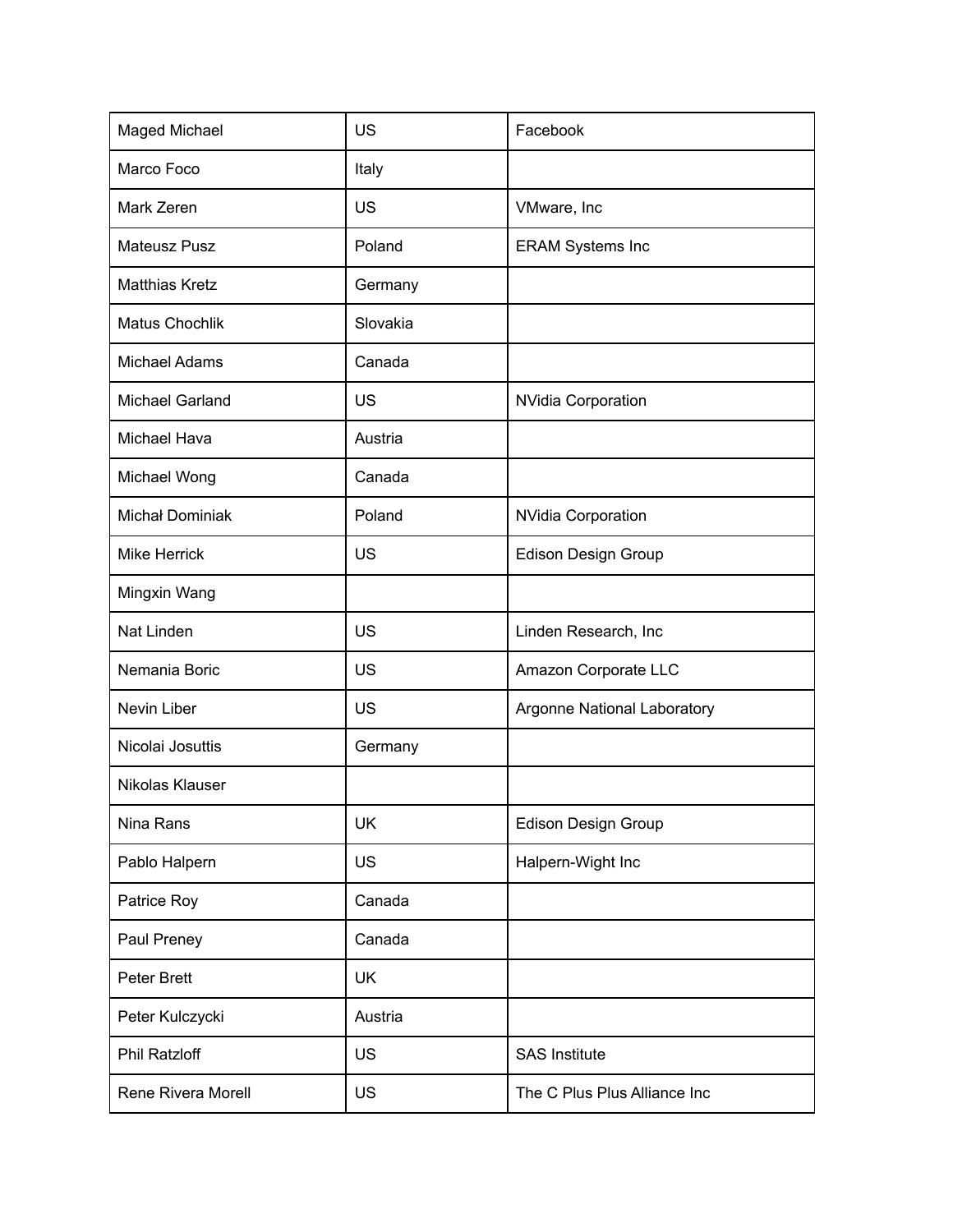| | | |
|---|---|---|
| Maged Michael | US | Facebook |
| Marco Foco | Italy | |
| Mark Zeren | US | VMware, Inc |
| Mateusz Pusz | Poland | ERAM Systems Inc |
| Matthias Kretz | Germany | |
| Matus Chochlik | Slovakia | |
| Michael Adams | Canada | |
| Michael Garland | US | NVidia Corporation |
| Michael Hava | Austria | |
| Michael Wong | Canada | |
| Michał Dominiak | Poland | NVidia Corporation |
| Mike Herrick | US | Edison Design Group |
| Mingxin Wang | | |
| Nat Linden | US | Linden Research, Inc |
| Nemania Boric | US | Amazon Corporate LLC |
| Nevin Liber | US | Argonne National Laboratory |
| Nicolai Josuttis | Germany | |
| Nikolas Klauser | | |
| Nina Rans | UK | Edison Design Group |
| Pablo Halpern | US | Halpern-Wight Inc |
| Patrice Roy | Canada | |
| Paul Preney | Canada | |
| Peter Brett | UK | |
| Peter Kulczycki | Austria | |
| Phil Ratzloff | US | SAS Institute |
| Rene Rivera Morell | US | The C Plus Plus Alliance Inc |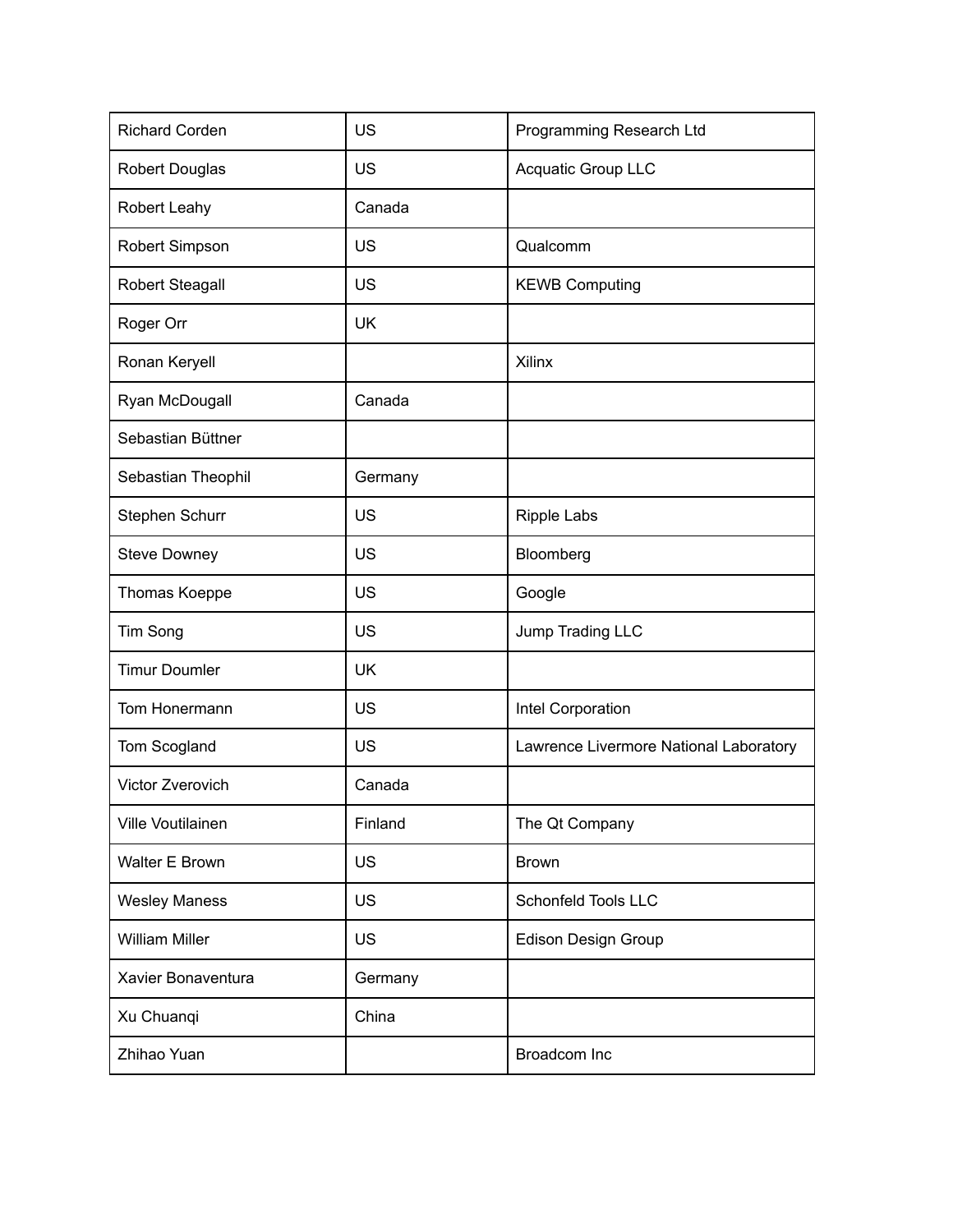| | | |
|---|---|---|
| Richard Corden | US | Programming Research Ltd |
| Robert Douglas | US | Acquatic Group LLC |
| Robert Leahy | Canada | |
| Robert Simpson | US | Qualcomm |
| Robert Steagall | US | KEWB Computing |
| Roger Orr | UK | |
| Ronan Keryell | | Xilinx |
| Ryan McDougall | Canada | |
| Sebastian Büttner | | |
| Sebastian Theophil | Germany | |
| Stephen Schurr | US | Ripple Labs |
| Steve Downey | US | Bloomberg |
| Thomas Koeppe | US | Google |
| Tim Song | US | Jump Trading LLC |
| Timur Doumler | UK | |
| Tom Honermann | US | Intel Corporation |
| Tom Scogland | US | Lawrence Livermore National Laboratory |
| Victor Zverovich | Canada | |
| Ville Voutilainen | Finland | The Qt Company |
| Walter E Brown | US | Brown |
| Wesley Maness | US | Schonfeld Tools LLC |
| William Miller | US | Edison Design Group |
| Xavier Bonaventura | Germany | |
| Xu Chuanqi | China | |
| Zhihao Yuan | | Broadcom Inc |